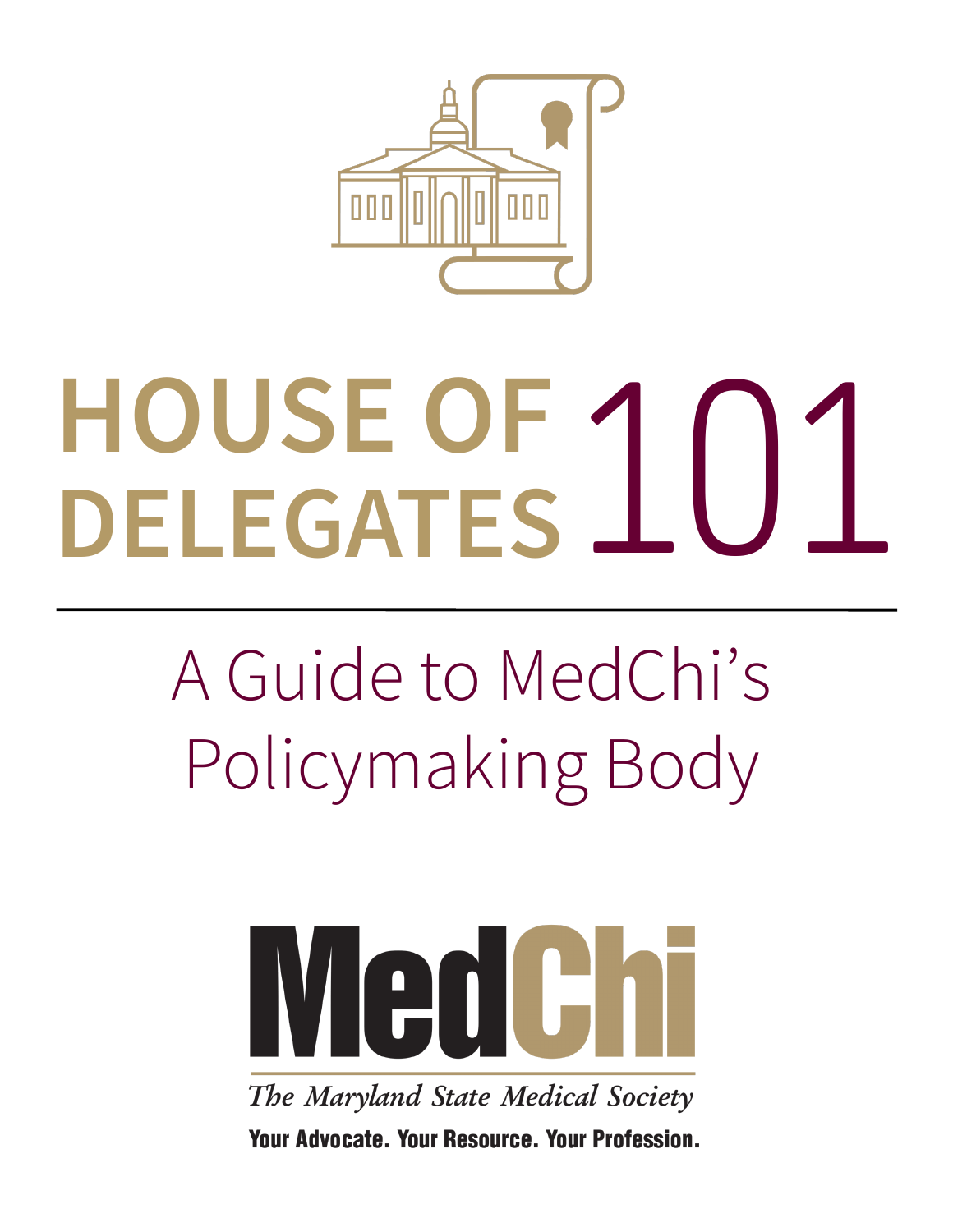# HOUSE OF DELEGATES 101

## A Guide to MedChi's Policymaking Body

MedChi

*The Maryland State Medical Society*

**Your Advocate. Your Resource. Your Profession.**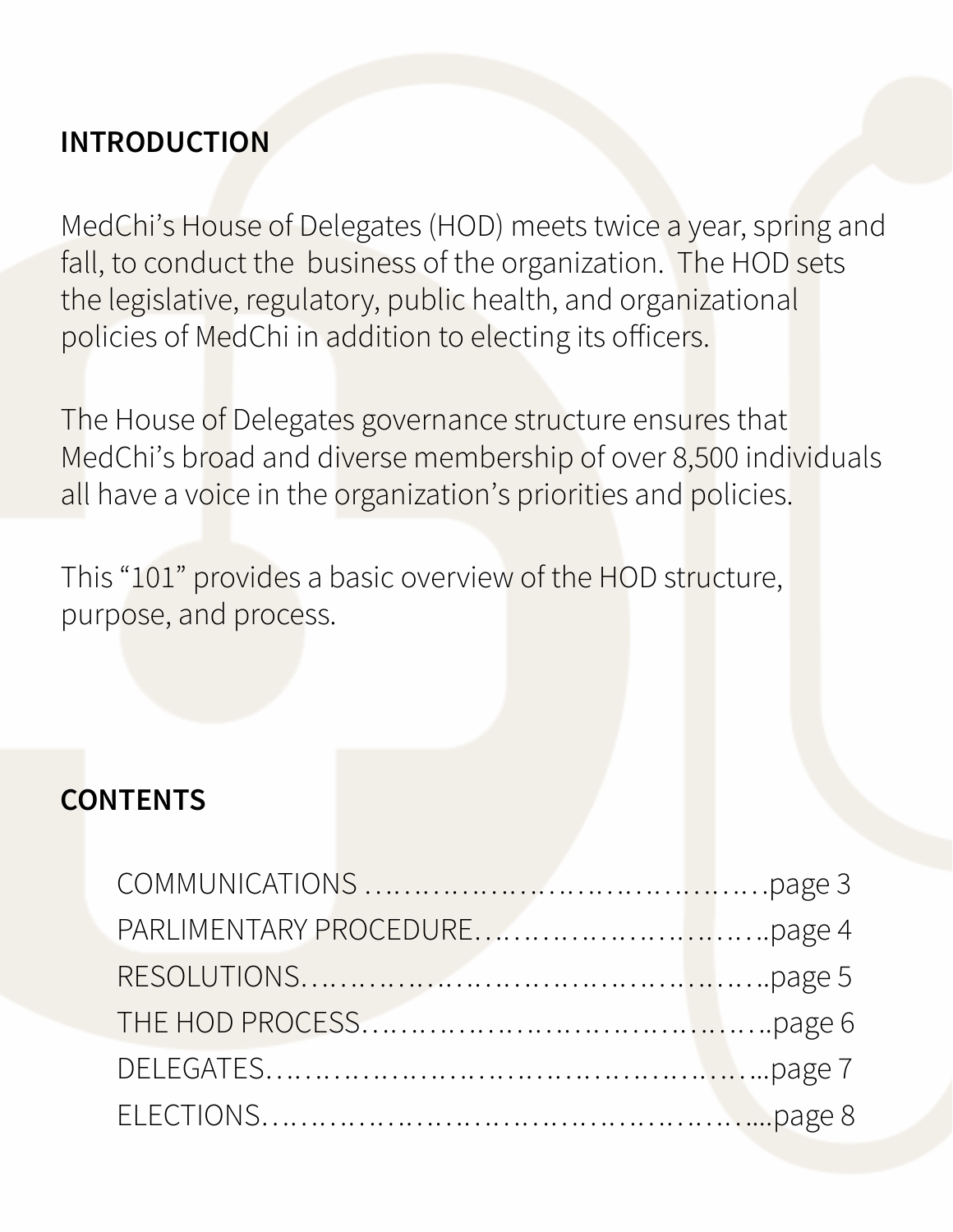## INTRODUCTION

MedChi's House of Delegates (HOD) meets twice a year, spring and fall, to conduct the business of the organization. The HOD sets the legislative, regulatory, public health, and organizational policies of MedChi in addition to electing its officers.

The House of Delegates governance structure ensures that MedChi's broad and diverse membership of over 8,500 individuals all have a voice in the organization's priorities and policies.

This "101" provides a basic overview of the HOD structure, purpose, and process.

## CONTENTS

COMMUNICATIONS ........................................page 3
PARLIMENTARY PROCEDURE...........................page 4
RESOLUTIONS..............................................page 5
THE HOD PROCESS........................................page 6
DELEGATES....................................................page 7
ELECTIONS.....................................................page 8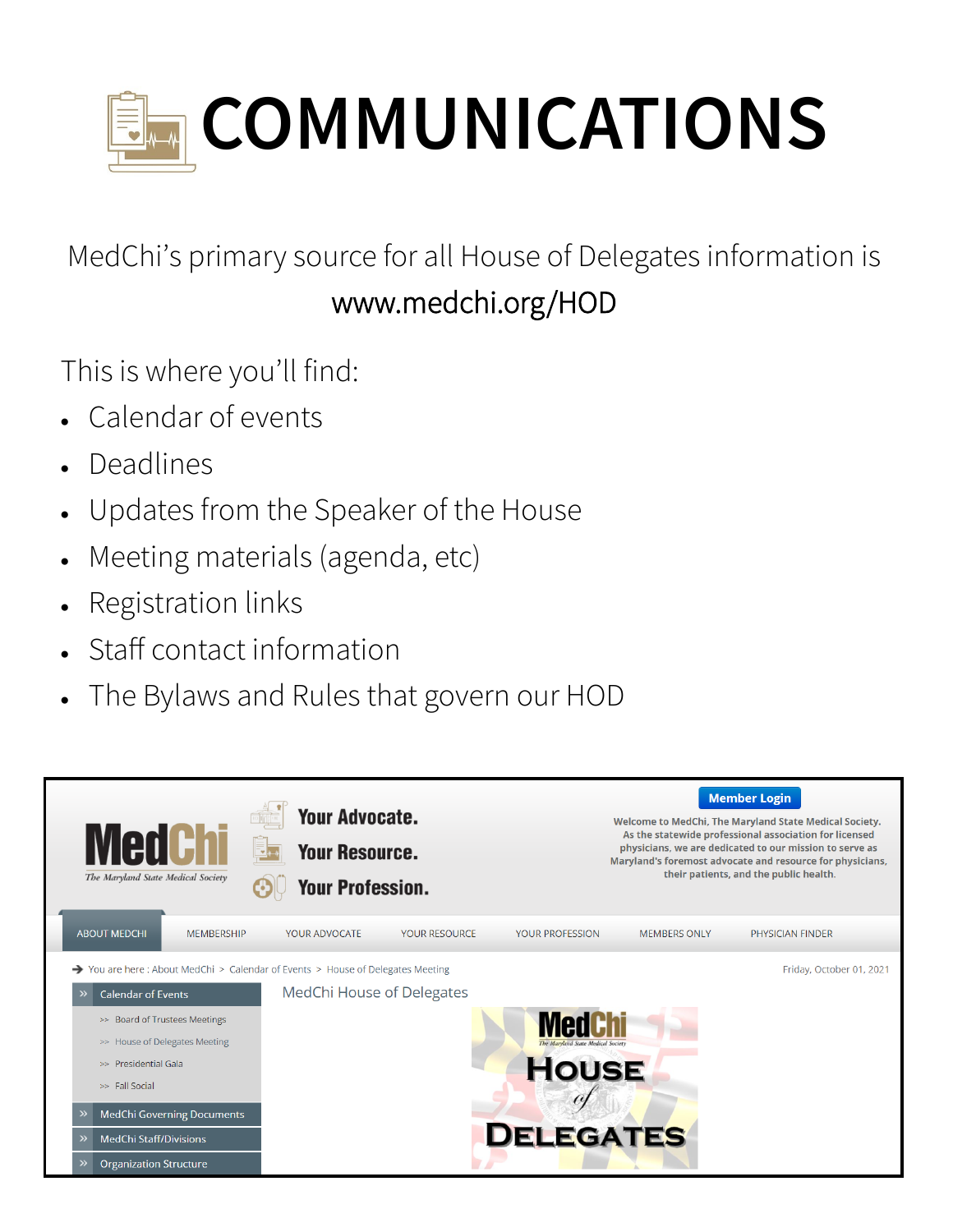# COMMUNICATIONS

MedChi's primary source for all House of Delegates information is

www.medchi.org/HOD

This is where you'll find:

- Calendar of events
- Deadlines
- Updates from the Speaker of the House
- Meeting materials (agenda, etc)
- Registration links
- Staff contact information
- The Bylaws and Rules that govern our HOD

MedChi
The Maryland State Medical Society

Your Advocate.
Your Resource.
Your Profession.

Member Login

Welcome to MedChi, The Maryland State Medical Society. As the statewide professional association for licensed physicians, we are dedicated to our mission to serve as Maryland's foremost advocate and resource for physicians, their patients, and the public health.

ABOUT MEDCHI | MEMBERSHIP | YOUR ADVOCATE | YOUR RESOURCE | YOUR PROFESSION | MEMBERS ONLY | PHYSICIAN FINDER

You are here : About MedChi > Calendar of Events > House of Delegates Meeting

Friday, October 01, 2021

- Calendar of Events
  - Board of Trustees Meetings
  - House of Delegates Meeting
  - Presidential Gala
  - Fall Social
- MedChi Governing Documents
- MedChi Staff/Divisions
- Organization Structure

MedChi House of Delegates

MedChi
The Maryland State Medical Society
House of Delegates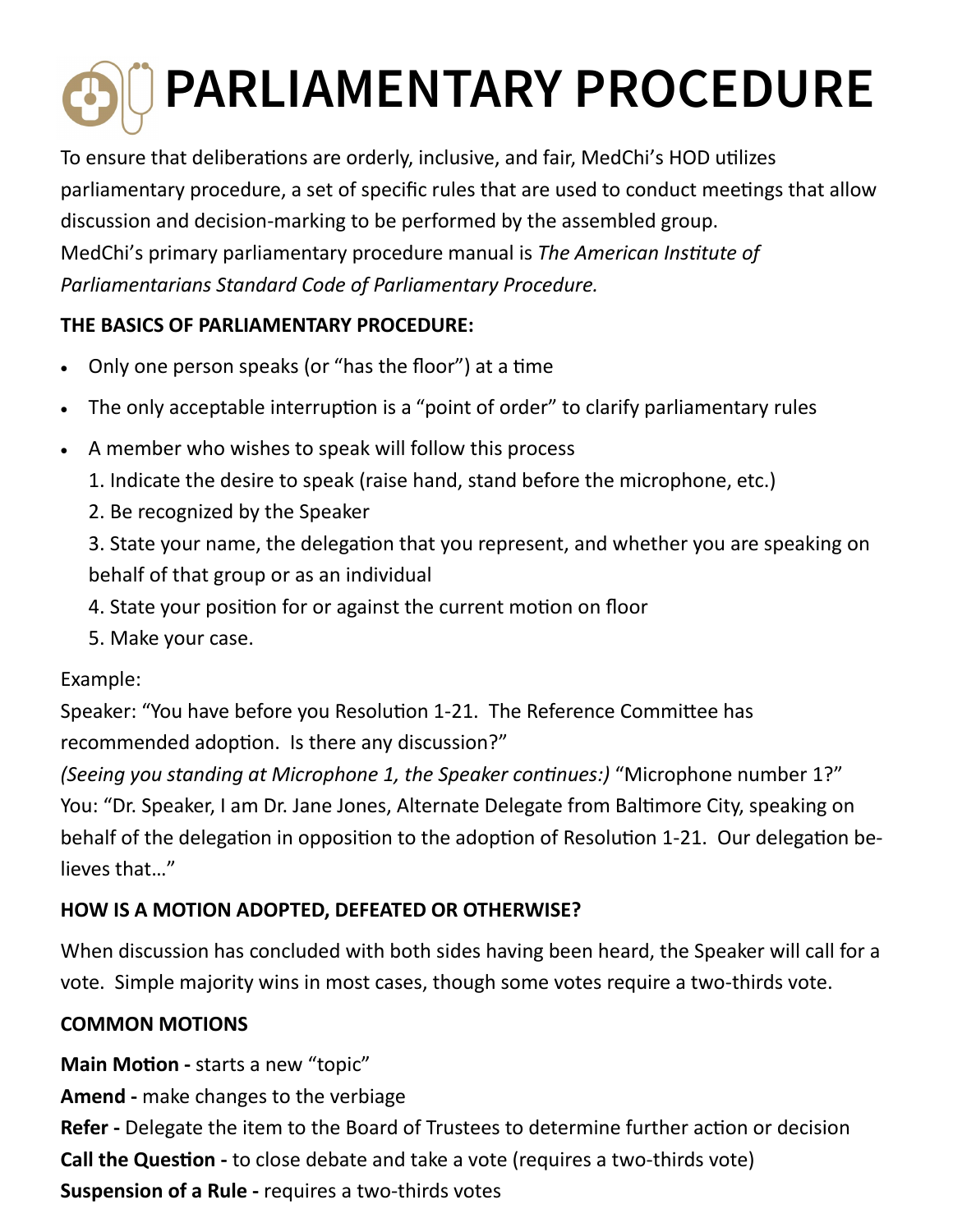# PARLIAMENTARY PROCEDURE

To ensure that deliberations are orderly, inclusive, and fair, MedChi's HOD utilizes parliamentary procedure, a set of specific rules that are used to conduct meetings that allow discussion and decision-marking to be performed by the assembled group. MedChi's primary parliamentary procedure manual is *The American Institute of Parliamentarians Standard Code of Parliamentary Procedure.*

**THE BASICS OF PARLIAMENTARY PROCEDURE:**

- Only one person speaks (or "has the floor") at a time
- The only acceptable interruption is a "point of order" to clarify parliamentary rules
- A member who wishes to speak will follow this process
  1. Indicate the desire to speak (raise hand, stand before the microphone, etc.)
  2. Be recognized by the Speaker
  3. State your name, the delegation that you represent, and whether you are speaking on behalf of that group or as an individual
  4. State your position for or against the current motion on floor
  5. Make your case.

Example:

Speaker: "You have before you Resolution 1-21. The Reference Committee has recommended adoption. Is there any discussion?"

*(Seeing you standing at Microphone 1, the Speaker continues:)* "Microphone number 1?"

You: "Dr. Speaker, I am Dr. Jane Jones, Alternate Delegate from Baltimore City, speaking on behalf of the delegation in opposition to the adoption of Resolution 1-21. Our delegation believes that…"

**HOW IS A MOTION ADOPTED, DEFEATED OR OTHERWISE?**

When discussion has concluded with both sides having been heard, the Speaker will call for a vote. Simple majority wins in most cases, though some votes require a two-thirds vote.

**COMMON MOTIONS**

**Main Motion -** starts a new "topic"

**Amend -** make changes to the verbiage

**Refer -** Delegate the item to the Board of Trustees to determine further action or decision

**Call the Question -** to close debate and take a vote (requires a two-thirds vote)

**Suspension of a Rule -** requires a two-thirds votes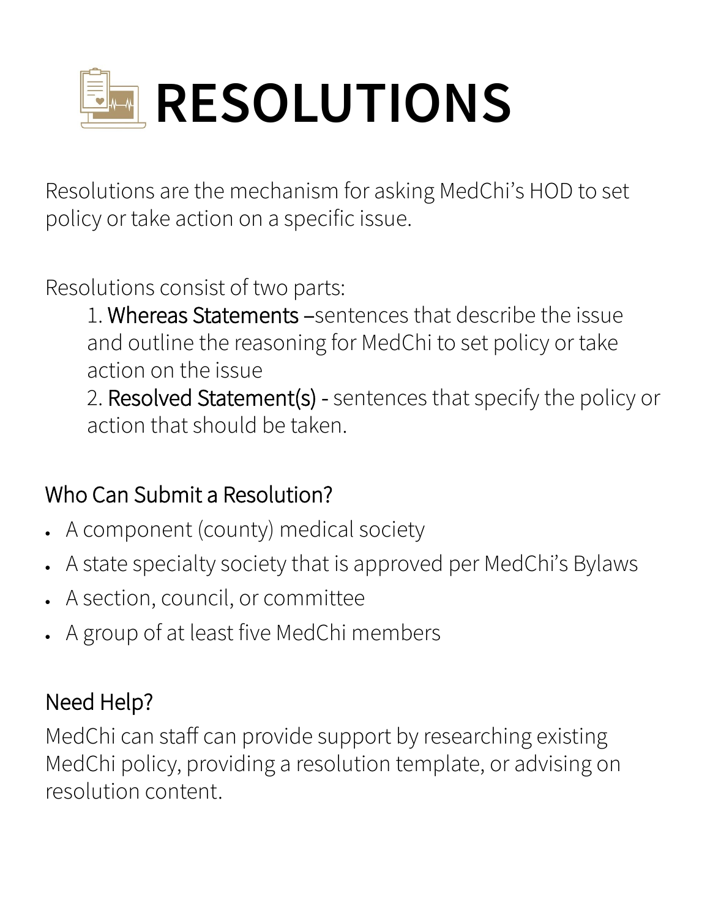# RESOLUTIONS

Resolutions are the mechanism for asking MedChi's HOD to set policy or take action on a specific issue.

Resolutions consist of two parts:

1. Whereas Statements –sentences that describe the issue and outline the reasoning for MedChi to set policy or take action on the issue
2. Resolved Statement(s) - sentences that specify the policy or action that should be taken.

## Who Can Submit a Resolution?

- A component (county) medical society
- A state specialty society that is approved per MedChi's Bylaws
- A section, council, or committee
- A group of at least five MedChi members

## Need Help?

MedChi can staff can provide support by researching existing MedChi policy, providing a resolution template, or advising on resolution content.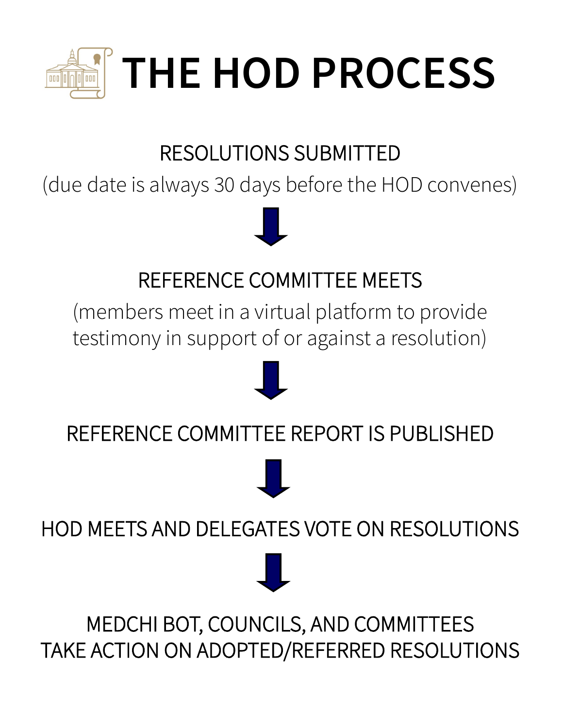# THE HOD PROCESS

RESOLUTIONS SUBMITTED

(due date is always 30 days before the HOD convenes)

↓

REFERENCE COMMITTEE MEETS

(members meet in a virtual platform to provide testimony in support of or against a resolution)

↓

REFERENCE COMMITTEE REPORT IS PUBLISHED

↓

HOD MEETS AND DELEGATES VOTE ON RESOLUTIONS

↓

MEDCHI BOT, COUNCILS, AND COMMITTEES TAKE ACTION ON ADOPTED/REFERRED RESOLUTIONS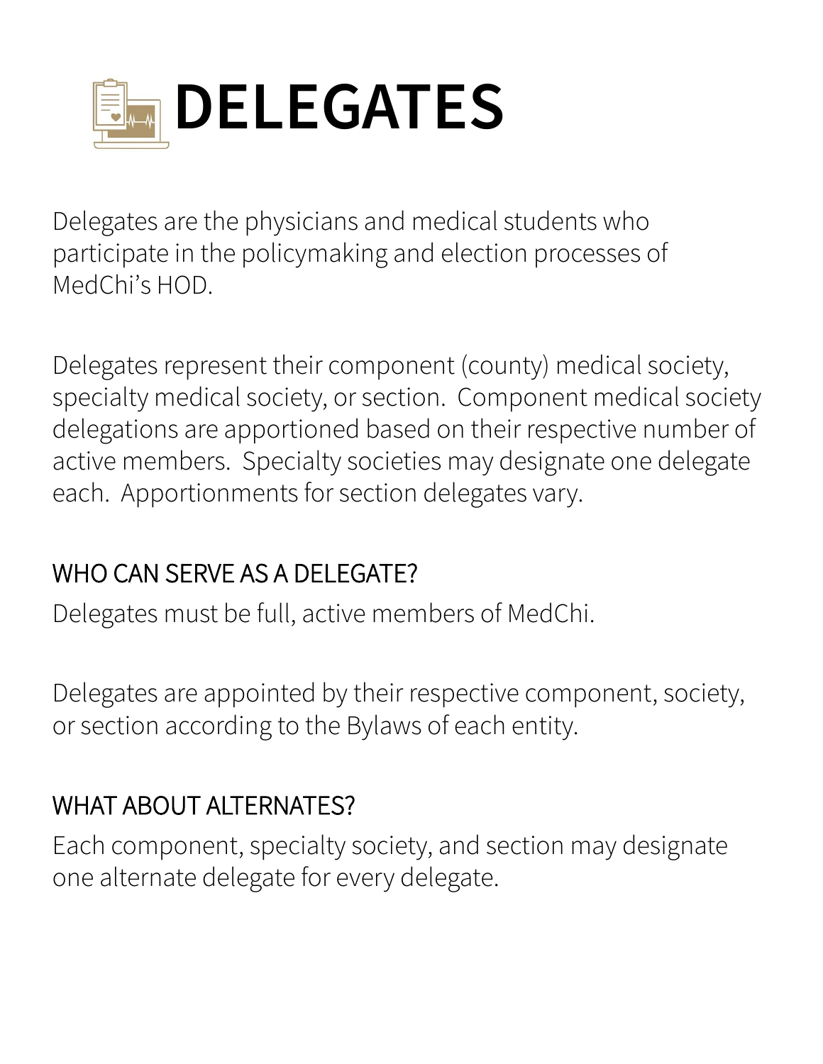# DELEGATES

Delegates are the physicians and medical students who participate in the policymaking and election processes of MedChi's HOD.

Delegates represent their component (county) medical society, specialty medical society, or section. Component medical society delegations are apportioned based on their respective number of active members. Specialty societies may designate one delegate each. Apportionments for section delegates vary.

## WHO CAN SERVE AS A DELEGATE?

Delegates must be full, active members of MedChi.

Delegates are appointed by their respective component, society, or section according to the Bylaws of each entity.

## WHAT ABOUT ALTERNATES?

Each component, specialty society, and section may designate one alternate delegate for every delegate.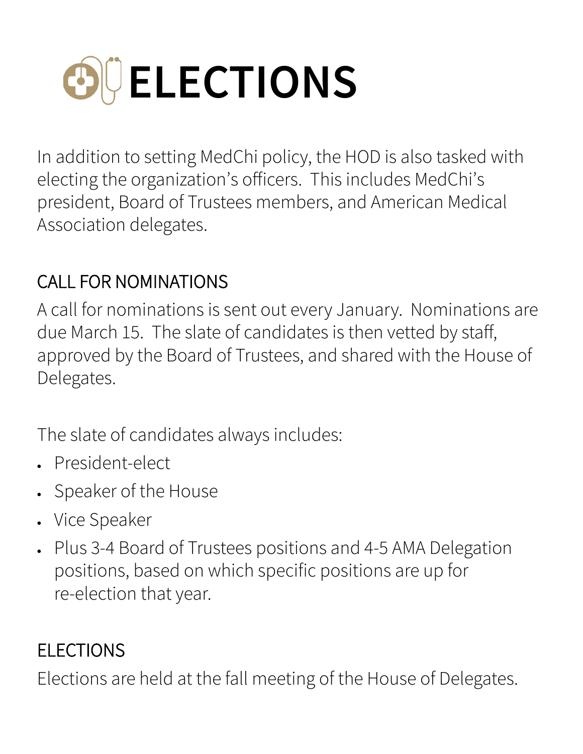# ELECTIONS

In addition to setting MedChi policy, the HOD is also tasked with electing the organization's officers. This includes MedChi's president, Board of Trustees members, and American Medical Association delegates.

## CALL FOR NOMINATIONS

A call for nominations is sent out every January. Nominations are due March 15. The slate of candidates is then vetted by staff, approved by the Board of Trustees, and shared with the House of Delegates.

The slate of candidates always includes:

- President-elect
- Speaker of the House
- Vice Speaker
- Plus 3-4 Board of Trustees positions and 4-5 AMA Delegation positions, based on which specific positions are up for re-election that year.

## ELECTIONS

Elections are held at the fall meeting of the House of Delegates.